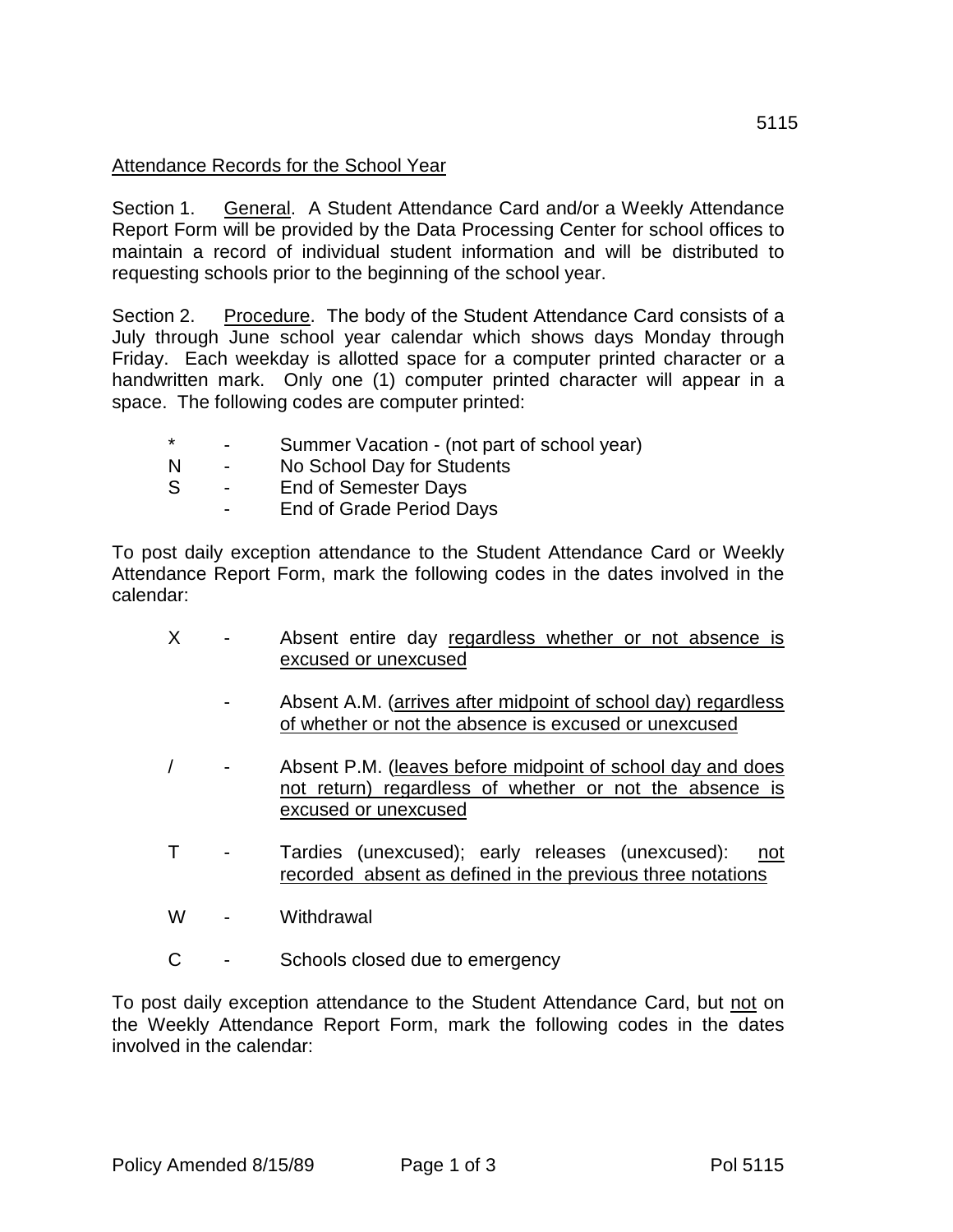5115

<u>Attendance Records for the School Year</u>

Section 1. <u>General</u>. A Student Attendance Card and/or a Weekly Attendance Report Form will be provided by the Data Processing Center for school offices to maintain a record of individual student information and will be distributed to requesting schools prior to the beginning of the school year.

Section 2. <u>Procedure</u>. The body of the Student Attendance Card consists of a July through June school year calendar which shows days Monday through Friday. Each weekday is allotted space for a computer printed character or a handwritten mark. Only one (1) computer printed character will appear in a space. The following codes are computer printed:

| | | |
|---|---|---|
| * | - | Summer Vacation - (not part of school year) |
| N | - | No School Day for Students |
| S | - | End of Semester Days |
| | - | End of Grade Period Days |

To post daily exception attendance to the Student Attendance Card or Weekly Attendance Report Form, mark the following codes in the dates involved in the calendar:

| | | |
|---|---|---|
| X | - | Absent entire day <u>regardless whether or not absence is excused or unexcused</u> |
| | - | Absent A.M. (<u>arrives after midpoint of school day) regardless of whether or not the absence is excused or unexcused</u> |
| / | - | Absent P.M. (<u>leaves before midpoint of school day and does not return) regardless of whether or not the absence is excused or unexcused</u> |
| T | - | Tardies (unexcused); early releases (unexcused): <u>not recorded absent as defined in the previous three notations</u> |
| W | - | Withdrawal |
| C | - | Schools closed due to emergency |

To post daily exception attendance to the Student Attendance Card, but <u>not</u> on the Weekly Attendance Report Form, mark the following codes in the dates involved in the calendar:

Policy Amended 8/15/89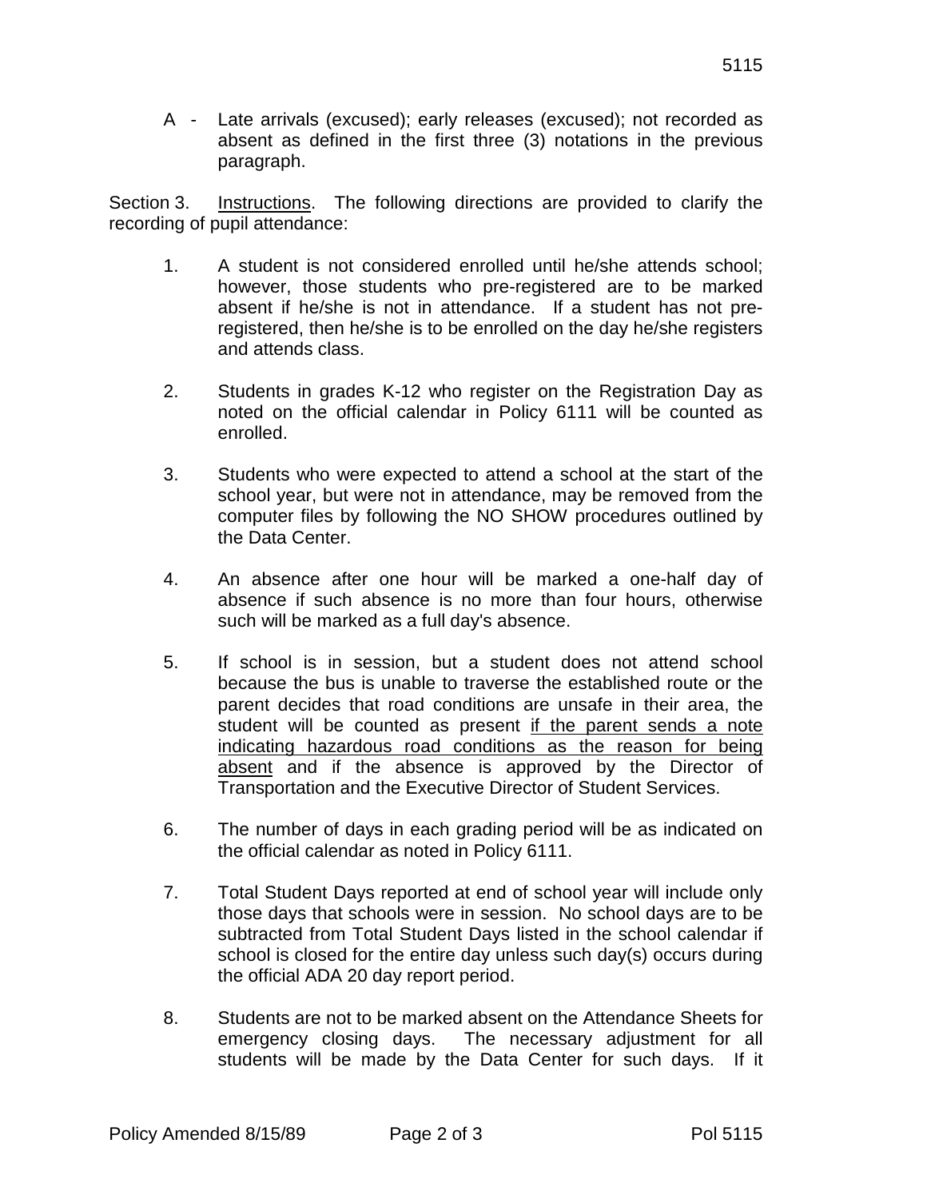A - Late arrivals (excused); early releases (excused); not recorded as absent as defined in the first three (3) notations in the previous paragraph.

Section 3. Instructions. The following directions are provided to clarify the recording of pupil attendance:

1. A student is not considered enrolled until he/she attends school; however, those students who pre-registered are to be marked absent if he/she is not in attendance. If a student has not pre-registered, then he/she is to be enrolled on the day he/she registers and attends class.

2. Students in grades K-12 who register on the Registration Day as noted on the official calendar in Policy 6111 will be counted as enrolled.

3. Students who were expected to attend a school at the start of the school year, but were not in attendance, may be removed from the computer files by following the NO SHOW procedures outlined by the Data Center.

4. An absence after one hour will be marked a one-half day of absence if such absence is no more than four hours, otherwise such will be marked as a full day's absence.

5. If school is in session, but a student does not attend school because the bus is unable to traverse the established route or the parent decides that road conditions are unsafe in their area, the student will be counted as present if the parent sends a note indicating hazardous road conditions as the reason for being absent and if the absence is approved by the Director of Transportation and the Executive Director of Student Services.

6. The number of days in each grading period will be as indicated on the official calendar as noted in Policy 6111.

7. Total Student Days reported at end of school year will include only those days that schools were in session. No school days are to be subtracted from Total Student Days listed in the school calendar if school is closed for the entire day unless such day(s) occurs during the official ADA 20 day report period.

8. Students are not to be marked absent on the Attendance Sheets for emergency closing days. The necessary adjustment for all students will be made by the Data Center for such days. If it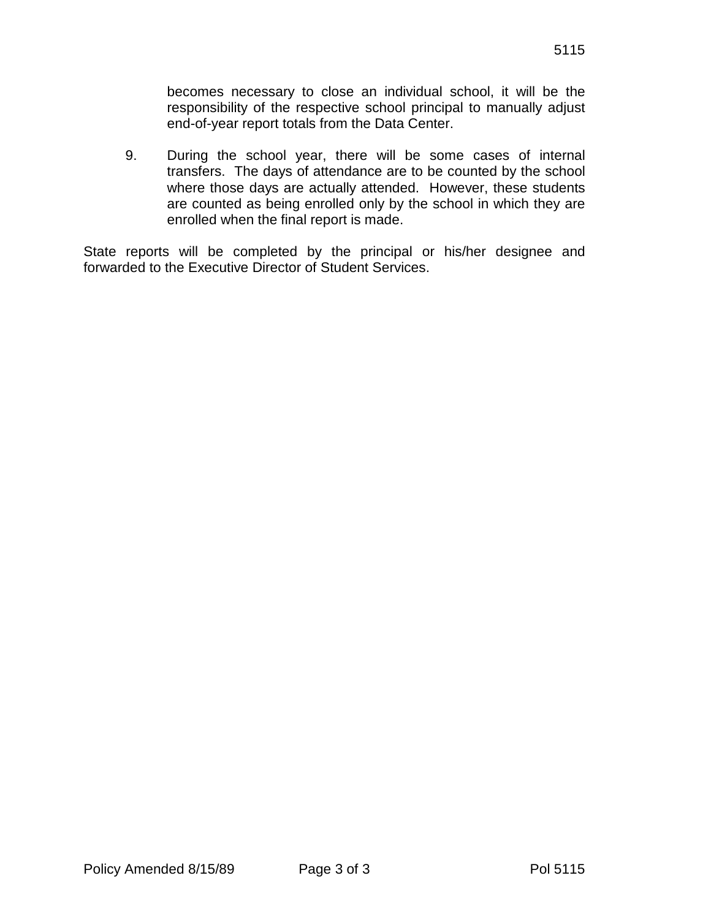becomes necessary to close an individual school, it will be the responsibility of the respective school principal to manually adjust end-of-year report totals from the Data Center.

9. During the school year, there will be some cases of internal transfers. The days of attendance are to be counted by the school where those days are actually attended. However, these students are counted as being enrolled only by the school in which they are enrolled when the final report is made.

State reports will be completed by the principal or his/her designee and forwarded to the Executive Director of Student Services.

Policy Amended 8/15/89